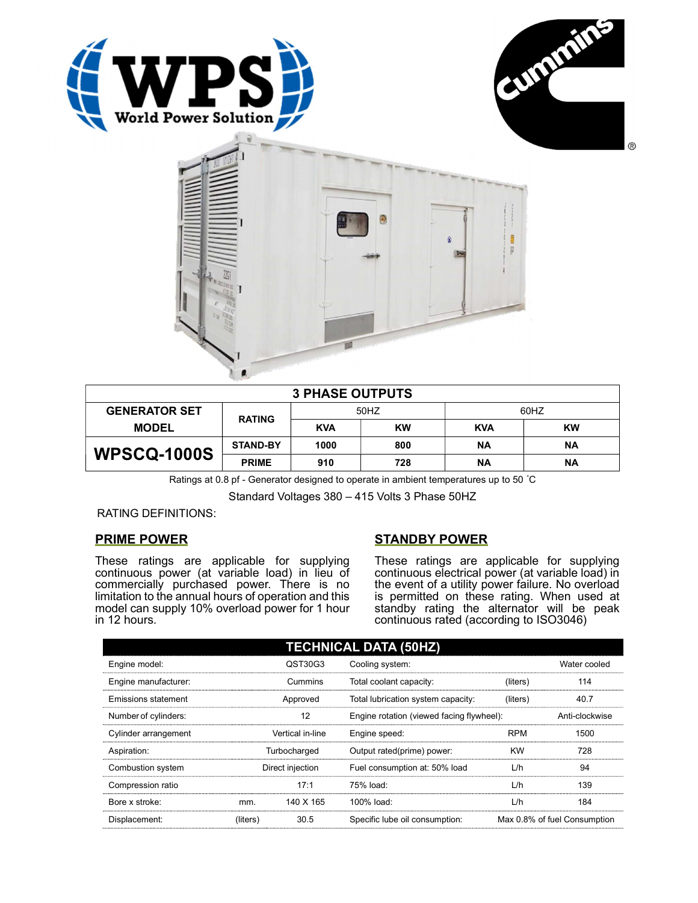# 3 PHASE OUTPUTS

| GENERATOR SET MODEL | RATING | 50HZ | | 60HZ | |
|---|---|---|---|---|---|
| | | KVA | KW | KVA | KW |
| WPSCQ-1000S | STAND-BY | 1000 | 800 | NA | NA |
| | PRIME | 910 | 728 | NA | NA |

Ratings at 0.8 pf - Generator designed to operate in ambient temperatures up to 50 ˚C

Standard Voltages 380 – 415 Volts 3 Phase 50HZ

RATING DEFINITIONS:

## PRIME POWER

These ratings are applicable for supplying continuous power (at variable load) in lieu of commercially purchased power. There is no limitation to the annual hours of operation and this model can supply 10% overload power for 1 hour in 12 hours.

## STANDBY POWER

These ratings are applicable for supplying continuous electrical power (at variable load) in the event of a utility power failure. No overload is permitted on these rating. When used at standby rating the alternator will be peak continuous rated (according to ISO3046)

## TECHNICAL DATA (50HZ)

| | | | | | |
|---|---|---|---|---|---|
| Engine model: | | QST30G3 | Cooling system: | | Water cooled |
| Engine manufacturer: | | Cummins | Total coolant capacity: | (liters) | 114 |
| Emissions statement | | Approved | Total lubrication system capacity: | (liters) | 40.7 |
| Number of cylinders: | | 12 | Engine rotation (viewed facing flywheel): | | Anti-clockwise |
| Cylinder arrangement | | Vertical in-line | Engine speed: | RPM | 1500 |
| Aspiration: | | Turbocharged | Output rated(prime) power: | KW | 728 |
| Combustion system | | Direct injection | Fuel consumption at: 50% load | L/h | 94 |
| Compression ratio | | 17:1 | 75% load: | L/h | 139 |
| Bore x stroke: | mm. | 140 X 165 | 100% load: | L/h | 184 |
| Displacement: | (liters) | 30.5 | Specific lube oil consumption: | | Max 0.8% of fuel Consumption |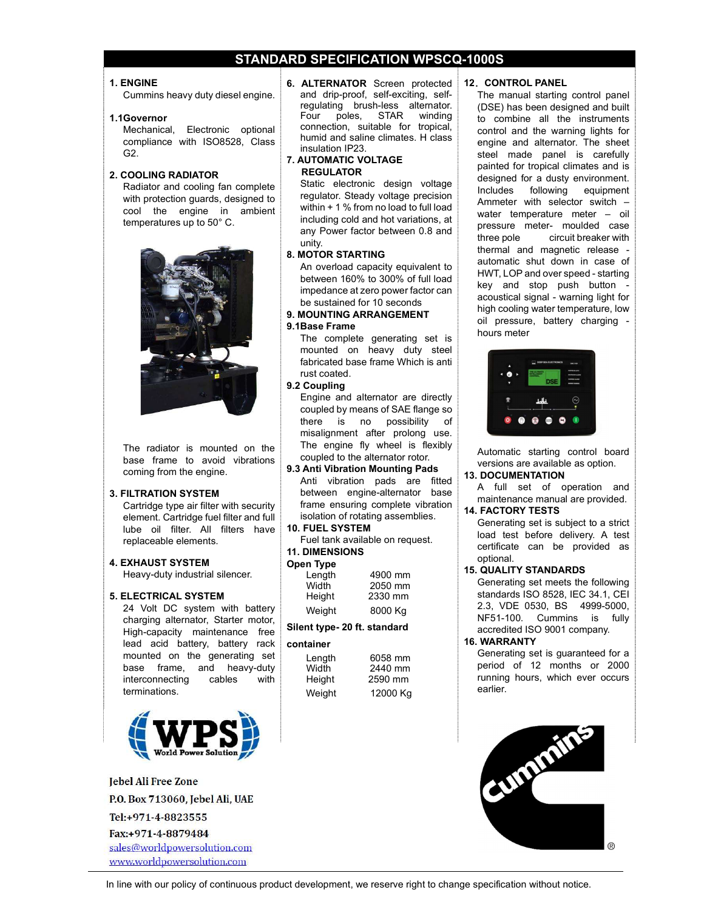# STANDARD SPECIFICATION WPSCQ-1000S

**1. ENGINE**

Cummins heavy duty diesel engine.

**1.1Governor**

Mechanical, Electronic optional compliance with ISO8528, Class G2.

**2. COOLING RADIATOR**

Radiator and cooling fan complete with protection guards, designed to cool the engine in ambient temperatures up to 50° C.

The radiator is mounted on the base frame to avoid vibrations coming from the engine.

**3. FILTRATION SYSTEM**

Cartridge type air filter with security element. Cartridge fuel filter and full lube oil filter. All filters have replaceable elements.

**4. EXHAUST SYSTEM**

Heavy-duty industrial silencer.

**5. ELECTRICAL SYSTEM**

24 Volt DC system with battery charging alternator, Starter motor, High-capacity maintenance free lead acid battery, battery rack mounted on the generating set base frame, and heavy-duty interconnecting cables with terminations.

**6. ALTERNATOR** Screen protected and drip-proof, self-exciting, self-regulating brush-less alternator. Four poles, STAR winding connection, suitable for tropical, humid and saline climates. H class insulation IP23.

**7. AUTOMATIC VOLTAGE REGULATOR**

Static electronic design voltage regulator. Steady voltage precision within + 1 % from no load to full load including cold and hot variations, at any Power factor between 0.8 and unity.

**8. MOTOR STARTING**

An overload capacity equivalent to between 160% to 300% of full load impedance at zero power factor can be sustained for 10 seconds

**9. MOUNTING ARRANGEMENT**

**9.1Base Frame**

The complete generating set is mounted on heavy duty steel fabricated base frame Which is anti rust coated.

**9.2 Coupling**

Engine and alternator are directly coupled by means of SAE flange so there is no possibility of misalignment after prolong use. The engine fly wheel is flexibly coupled to the alternator rotor.

**9.3 Anti Vibration Mounting Pads**

Anti vibration pads are fitted between engine-alternator base frame ensuring complete vibration isolation of rotating assemblies.

**10. FUEL SYSTEM**

Fuel tank available on request.

**11. DIMENSIONS**

**Open Type**

| | |
|---|---|
| Length | 4900 mm |
| Width | 2050 mm |
| Height | 2330 mm |
| Weight | 8000 Kg |

**Silent type- 20 ft. standard container**

| | |
|---|---|
| Length | 6058 mm |
| Width | 2440 mm |
| Height | 2590 mm |
| Weight | 12000 Kg |

**12. CONTROL PANEL**

The manual starting control panel (DSE) has been designed and built to combine all the instruments control and the warning lights for engine and alternator. The sheet steel made panel is carefully painted for tropical climates and is designed for a dusty environment. Includes following equipment Ammeter with selector switch – water temperature meter – oil pressure meter- moulded case three pole circuit breaker with thermal and magnetic release - automatic shut down in case of HWT, LOP and over speed - starting key and stop push button - acoustical signal - warning light for high cooling water temperature, low oil pressure, battery charging - hours meter

Automatic starting control board versions are available as option.

**13. DOCUMENTATION**

A full set of operation and maintenance manual are provided.

**14. FACTORY TESTS**

Generating set is subject to a strict load test before delivery. A test certificate can be provided as optional.

**15. QUALITY STANDARDS**

Generating set meets the following standards ISO 8528, IEC 34.1, CEI 2.3, VDE 0530, BS 4999-5000, NF51-100. Cummins is fully accredited ISO 9001 company.

**16. WARRANTY**

Generating set is guaranteed for a period of 12 months or 2000 running hours, which ever occurs earlier.

Jebel Ali Free Zone
P.O. Box 713060, Jebel Ali, UAE
Tel:+971-4-8823555
Fax:+971-4-8879484
sales@worldpowersolution.com
www.worldpowersolution.com

In line with our policy of continuous product development, we reserve right to change specification without notice.